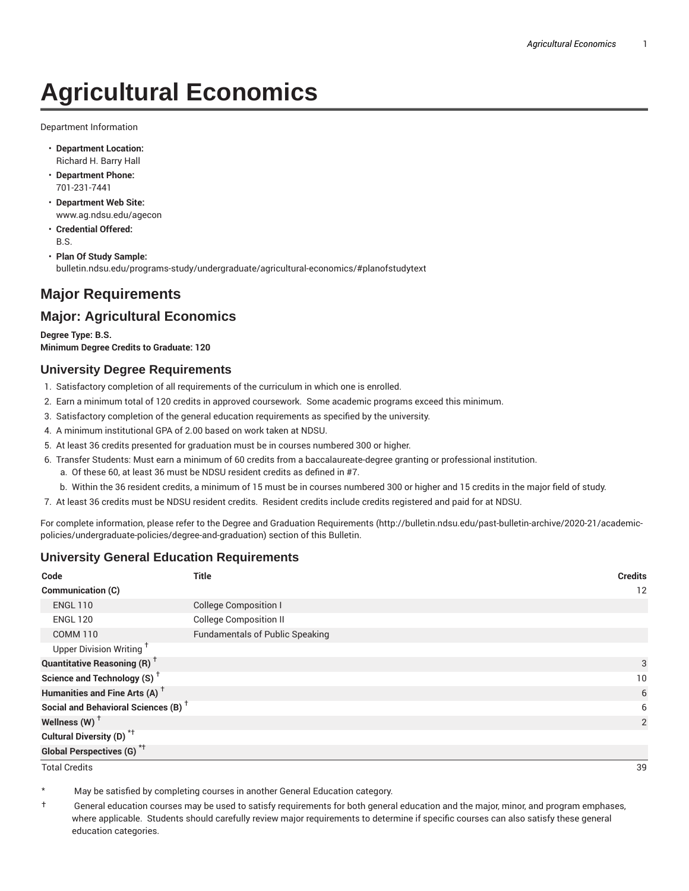# Agricultural Economics

Department Information

- **Department Location:**
  Richard H. Barry Hall
- **Department Phone:**
  701-231-7441
- **Department Web Site:**
  www.ag.ndsu.edu/agecon
- **Credential Offered:**
  B.S.
- **Plan Of Study Sample:**
  bulletin.ndsu.edu/programs-study/undergraduate/agricultural-economics/#planofstudytext

## Major Requirements

## Major: Agricultural Economics

**Degree Type: B.S.**
**Minimum Degree Credits to Graduate: 120**

### University Degree Requirements

1. Satisfactory completion of all requirements of the curriculum in which one is enrolled.
2. Earn a minimum total of 120 credits in approved coursework. Some academic programs exceed this minimum.
3. Satisfactory completion of the general education requirements as specified by the university.
4. A minimum institutional GPA of 2.00 based on work taken at NDSU.
5. At least 36 credits presented for graduation must be in courses numbered 300 or higher.
6. Transfer Students: Must earn a minimum of 60 credits from a baccalaureate-degree granting or professional institution.
   a. Of these 60, at least 36 must be NDSU resident credits as defined in #7.
   b. Within the 36 resident credits, a minimum of 15 must be in courses numbered 300 or higher and 15 credits in the major field of study.
7. At least 36 credits must be NDSU resident credits. Resident credits include credits registered and paid for at NDSU.

For complete information, please refer to the Degree and Graduation Requirements (http://bulletin.ndsu.edu/past-bulletin-archive/2020-21/academic-policies/undergraduate-policies/degree-and-graduation) section of this Bulletin.

### University General Education Requirements

| Code | Title | Credits |
|---|---|---|
| **Communication (C)** | | 12 |
| ENGL 110 | College Composition I | |
| ENGL 120 | College Composition II | |
| COMM 110 | Fundamentals of Public Speaking | |
| Upper Division Writing † | | |
| **Quantitative Reasoning (R)** † | | 3 |
| **Science and Technology (S)** † | | 10 |
| **Humanities and Fine Arts (A)** † | | 6 |
| **Social and Behavioral Sciences (B)** † | | 6 |
| **Wellness (W)** † | | 2 |
| **Cultural Diversity (D)** *† | | |
| **Global Perspectives (G)** *† | | |
| Total Credits | | 39 |

\* May be satisfied by completing courses in another General Education category.

† General education courses may be used to satisfy requirements for both general education and the major, minor, and program emphases, where applicable. Students should carefully review major requirements to determine if specific courses can also satisfy these general education categories.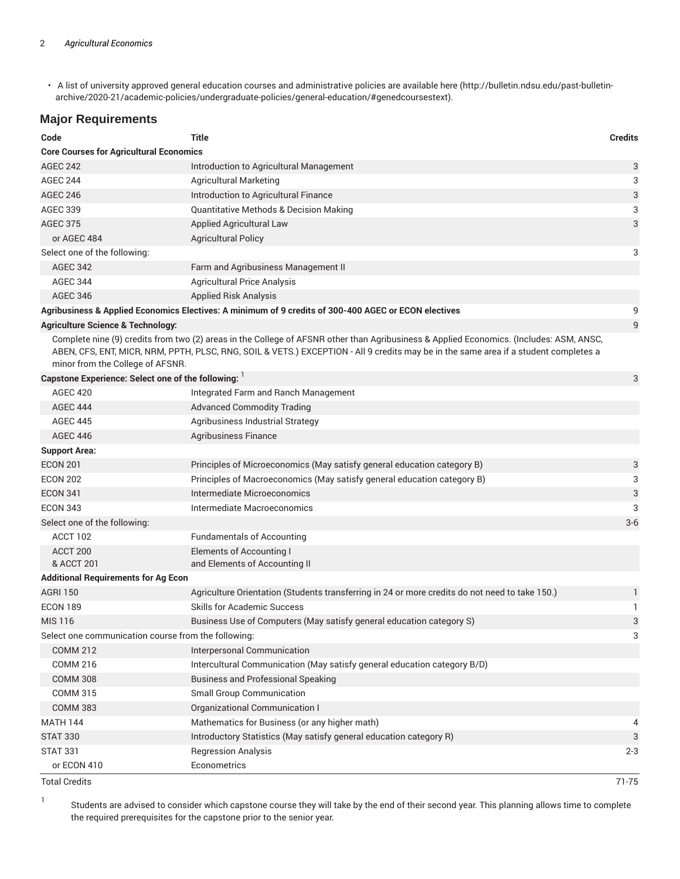- A list of university approved general education courses and administrative policies are available here (http://bulletin.ndsu.edu/past-bulletin-archive/2020-21/academic-policies/undergraduate-policies/general-education/#genedcoursestext).

## Major Requirements

| Code | Title | Credits |
|---|---|---|
| **Core Courses for Agricultural Economics** | | |
| AGEC 242 | Introduction to Agricultural Management | 3 |
| AGEC 244 | Agricultural Marketing | 3 |
| AGEC 246 | Introduction to Agricultural Finance | 3 |
| AGEC 339 | Quantitative Methods & Decision Making | 3 |
| AGEC 375 | Applied Agricultural Law | 3 |
| or AGEC 484 | Agricultural Policy | |
| Select one of the following: | | 3 |
| AGEC 342 | Farm and Agribusiness Management II | |
| AGEC 344 | Agricultural Price Analysis | |
| AGEC 346 | Applied Risk Analysis | |
| **Agribusiness & Applied Economics Electives: A minimum of 9 credits of 300-400 AGEC or ECON electives** | | 9 |
| **Agriculture Science & Technology:** | | 9 |
| Complete nine (9) credits from two (2) areas in the College of AFSNR other than Agribusiness & Applied Economics. (Includes: ASM, ANSC, ABEN, CFS, ENT, MICR, NRM, PPTH, PLSC, RNG, SOIL & VETS.) EXCEPTION - All 9 credits may be in the same area if a student completes a minor from the College of AFSNR. | | |
| **Capstone Experience: Select one of the following:** [1] | | 3 |
| AGEC 420 | Integrated Farm and Ranch Management | |
| AGEC 444 | Advanced Commodity Trading | |
| AGEC 445 | Agribusiness Industrial Strategy | |
| AGEC 446 | Agribusiness Finance | |
| **Support Area:** | | |
| ECON 201 | Principles of Microeconomics (May satisfy general education category B) | 3 |
| ECON 202 | Principles of Macroeconomics (May satisfy general education category B) | 3 |
| ECON 341 | Intermediate Microeconomics | 3 |
| ECON 343 | Intermediate Macroeconomics | 3 |
| Select one of the following: | | 3-6 |
| ACCT 102 | Fundamentals of Accounting | |
| ACCT 200 & ACCT 201 | Elements of Accounting I and Elements of Accounting II | |
| **Additional Requirements for Ag Econ** | | |
| AGRI 150 | Agriculture Orientation (Students transferring in 24 or more credits do not need to take 150.) | 1 |
| ECON 189 | Skills for Academic Success | 1 |
| MIS 116 | Business Use of Computers (May satisfy general education category S) | 3 |
| Select one communication course from the following: | | 3 |
| COMM 212 | Interpersonal Communication | |
| COMM 216 | Intercultural Communication (May satisfy general education category B/D) | |
| COMM 308 | Business and Professional Speaking | |
| COMM 315 | Small Group Communication | |
| COMM 383 | Organizational Communication I | |
| MATH 144 | Mathematics for Business (or any higher math) | 4 |
| STAT 330 | Introductory Statistics (May satisfy general education category R) | 3 |
| STAT 331 | Regression Analysis | 2-3 |
| or ECON 410 | Econometrics | |
| Total Credits | | 71-75 |

[1] Students are advised to consider which capstone course they will take by the end of their second year. This planning allows time to complete the required prerequisites for the capstone prior to the senior year.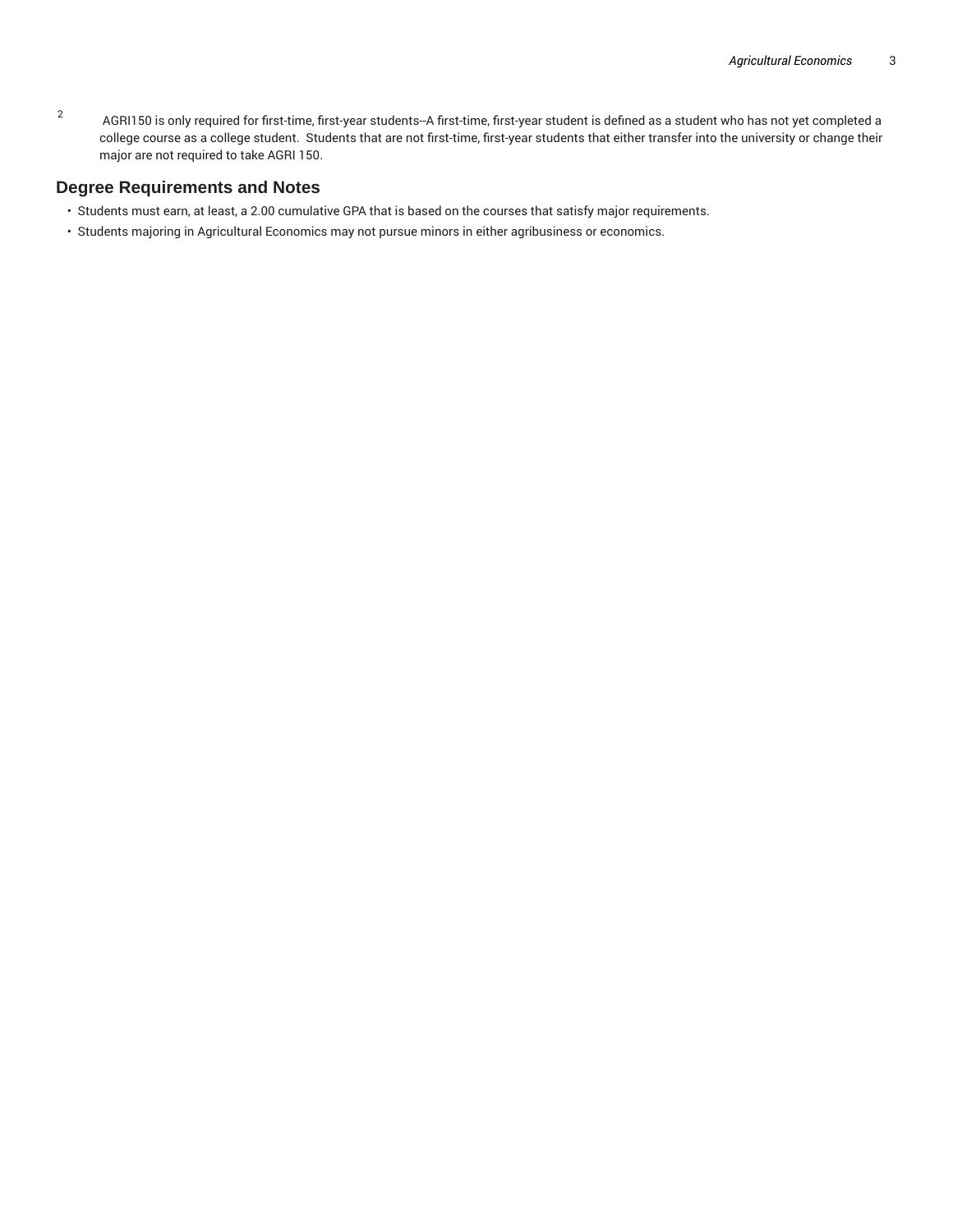[2] AGRI150 is only required for first-time, first-year students--A first-time, first-year student is defined as a student who has not yet completed a college course as a college student. Students that are not first-time, first-year students that either transfer into the university or change their major are not required to take AGRI 150.

## Degree Requirements and Notes

- Students must earn, at least, a 2.00 cumulative GPA that is based on the courses that satisfy major requirements.
- Students majoring in Agricultural Economics may not pursue minors in either agribusiness or economics.